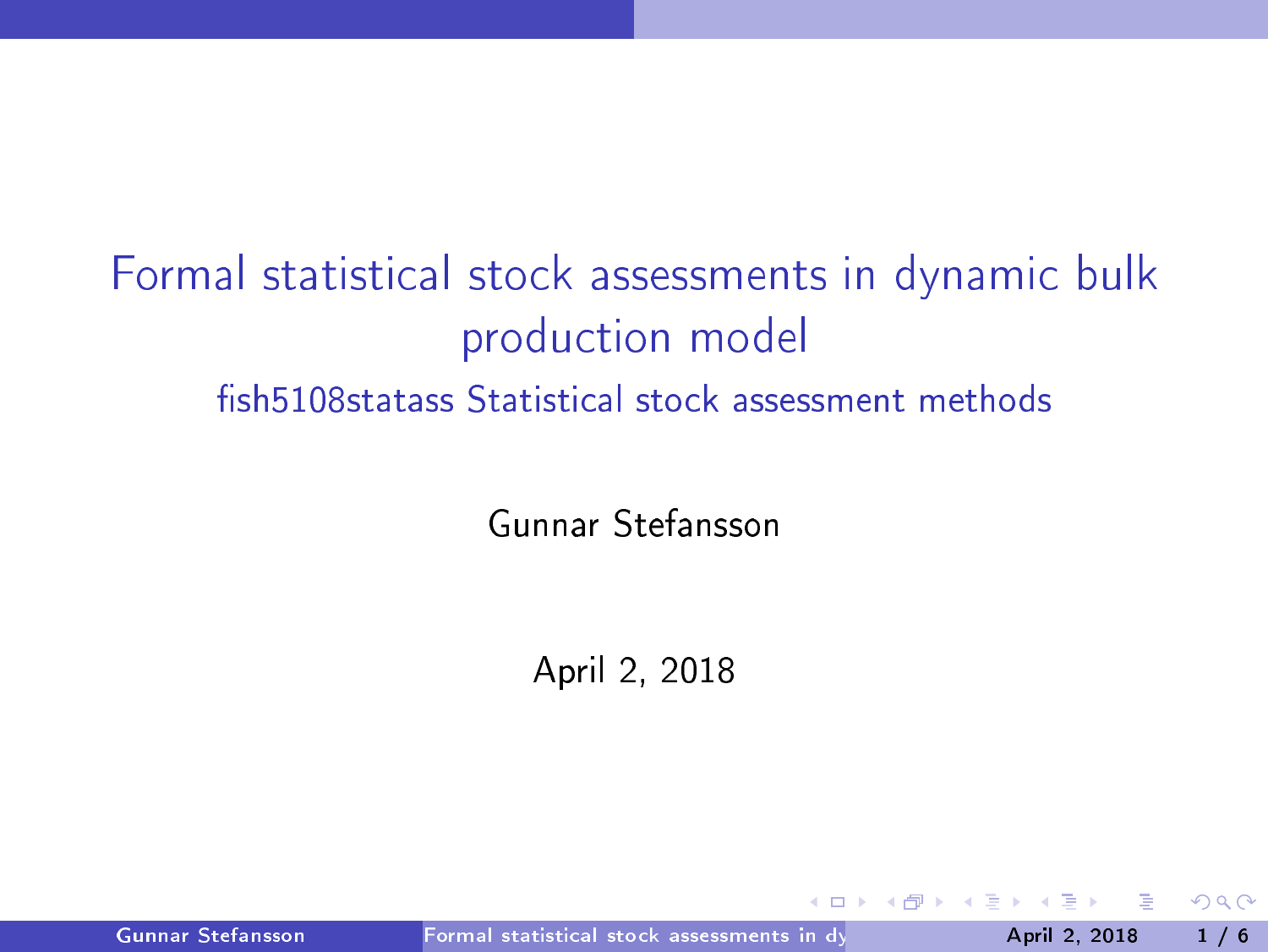# Formal statistical stock assessments in dynamic bulk production model

## fish5108statass Statistical stock assessment methods

Gunnar Stefansson

April 2, 2018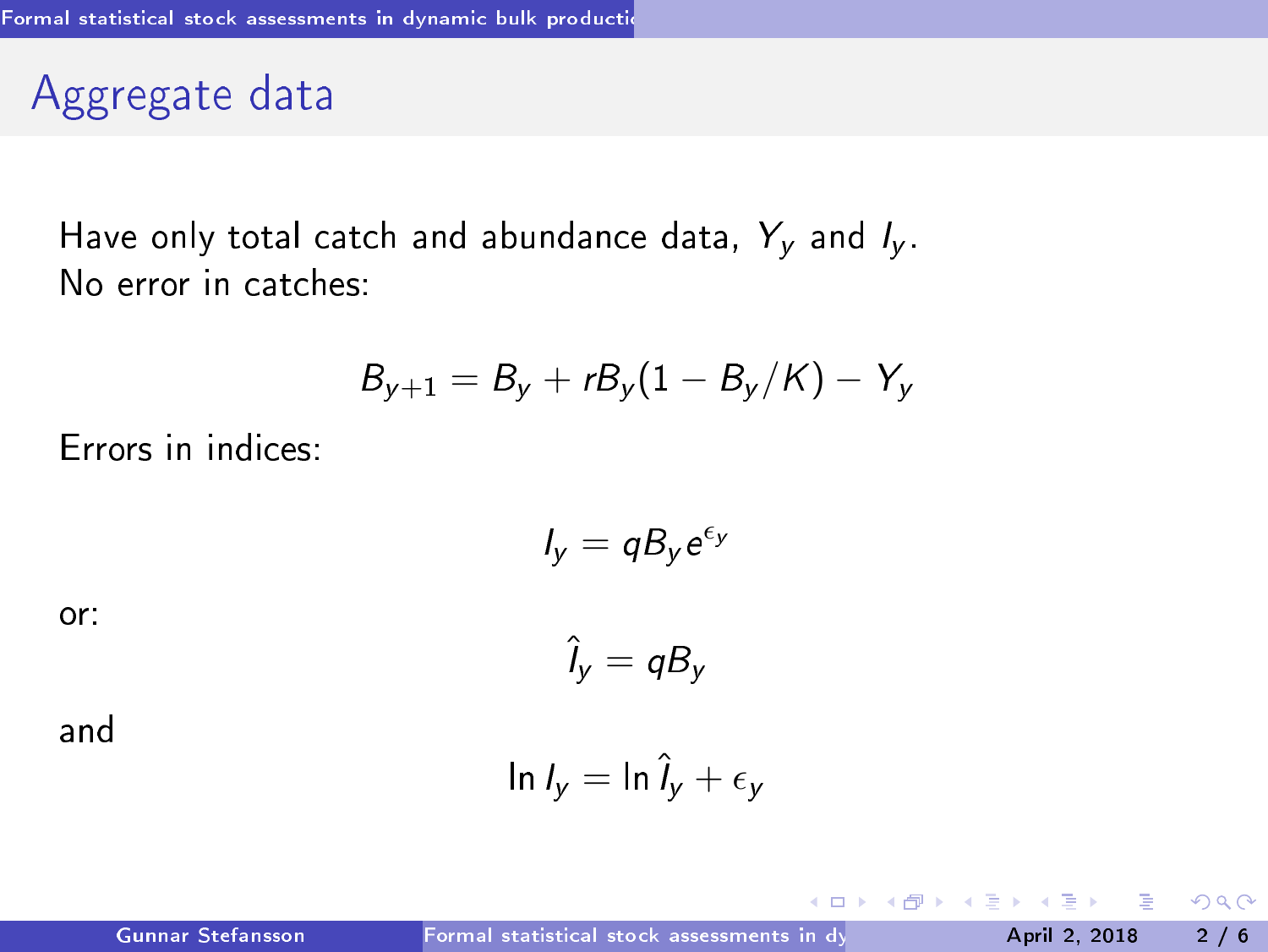## Aggregate data

Have only total catch and abundance data, $Y_y$ and $I_y$.
No error in catches:

$$B_{y+1} = B_y + rB_y(1 - B_y/K) - Y_y$$

Errors in indices:

$$I_y = qB_y e^{\epsilon_y}$$

or:

$$\hat{I}_y = qB_y$$

and

$$\ln I_y = \ln \hat{I}_y + \epsilon_y$$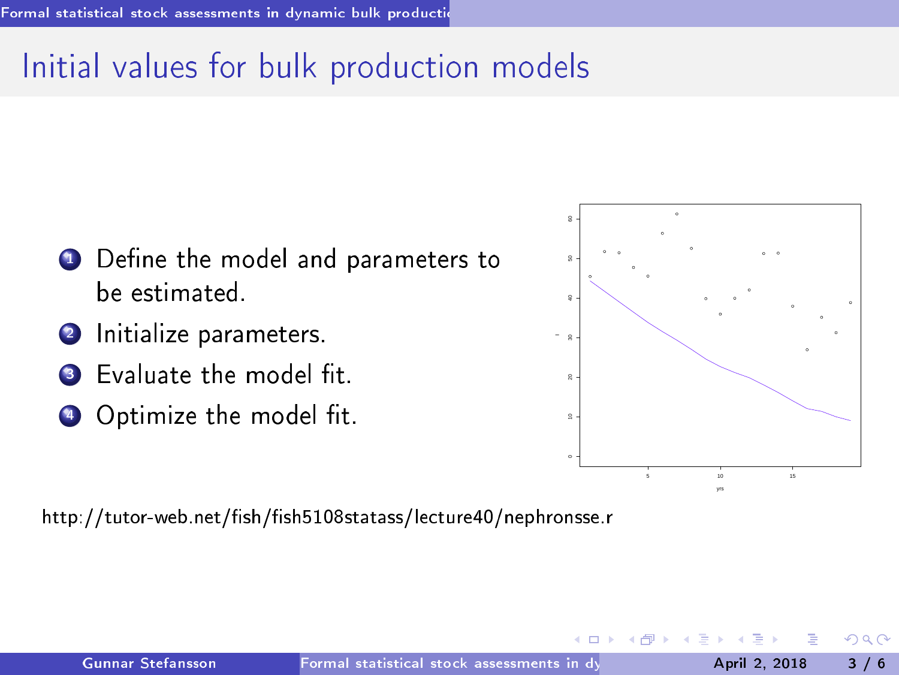# Initial values for bulk production models

1. Define the model and parameters to be estimated.
2. Initialize parameters.
3. Evaluate the model fit.
4. Optimize the model fit.

http://tutor-web.net/fish/fish5108statass/lecture40/nephronsse.r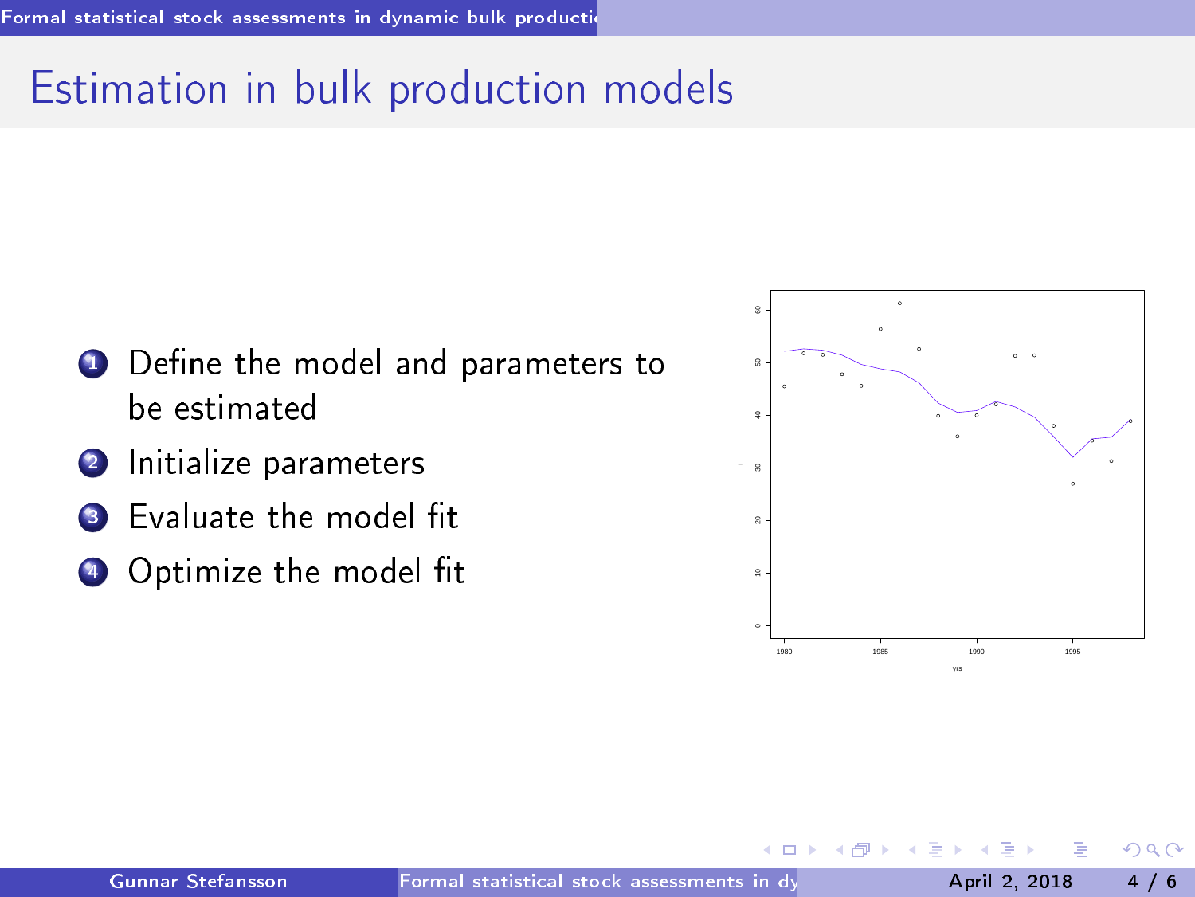# Estimation in bulk production models

1. Define the model and parameters to be estimated
2. Initialize parameters
3. Evaluate the model fit
4. Optimize the model fit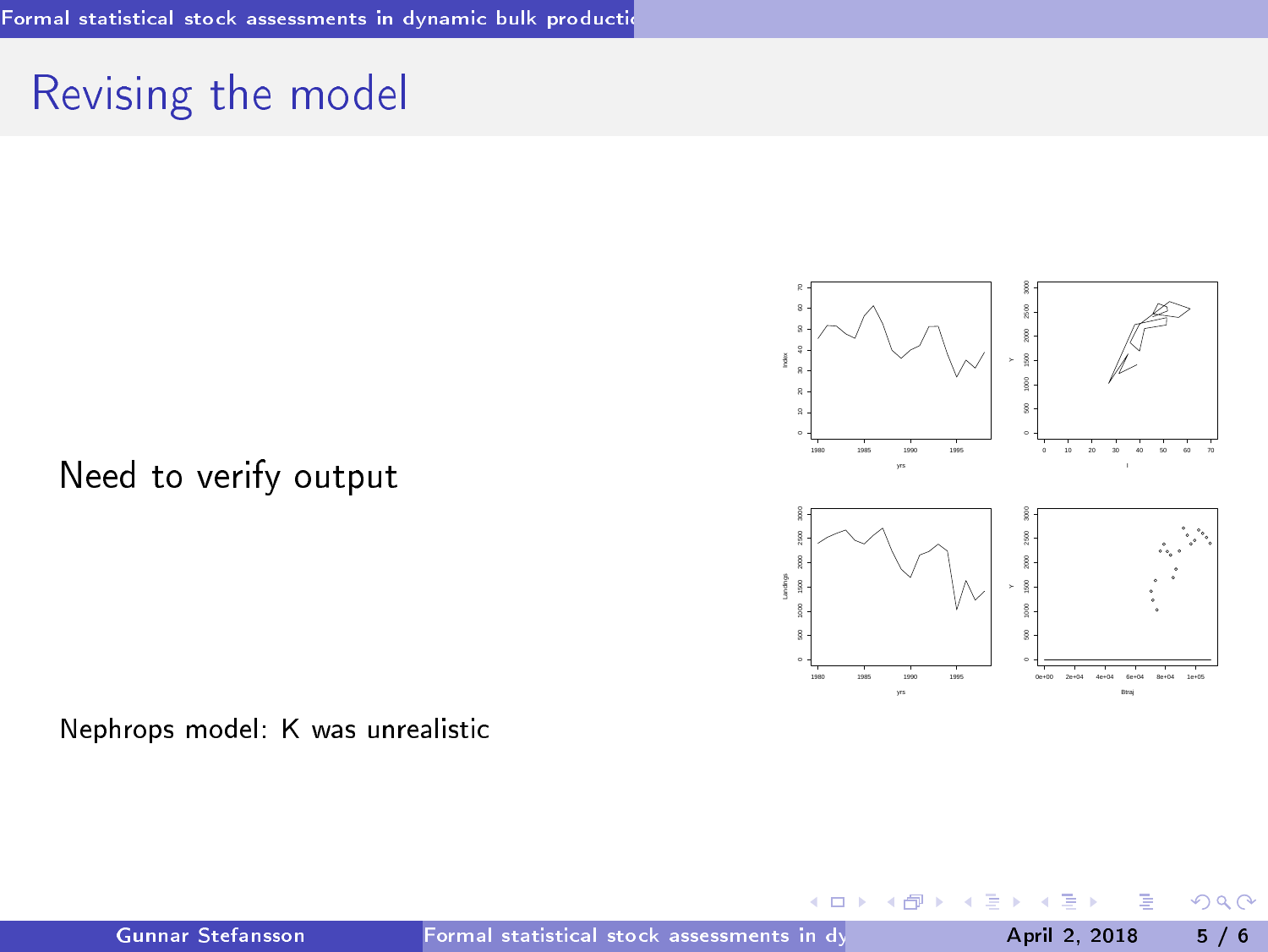# Revising the model

Need to verify output

Nephrops model: K was unrealistic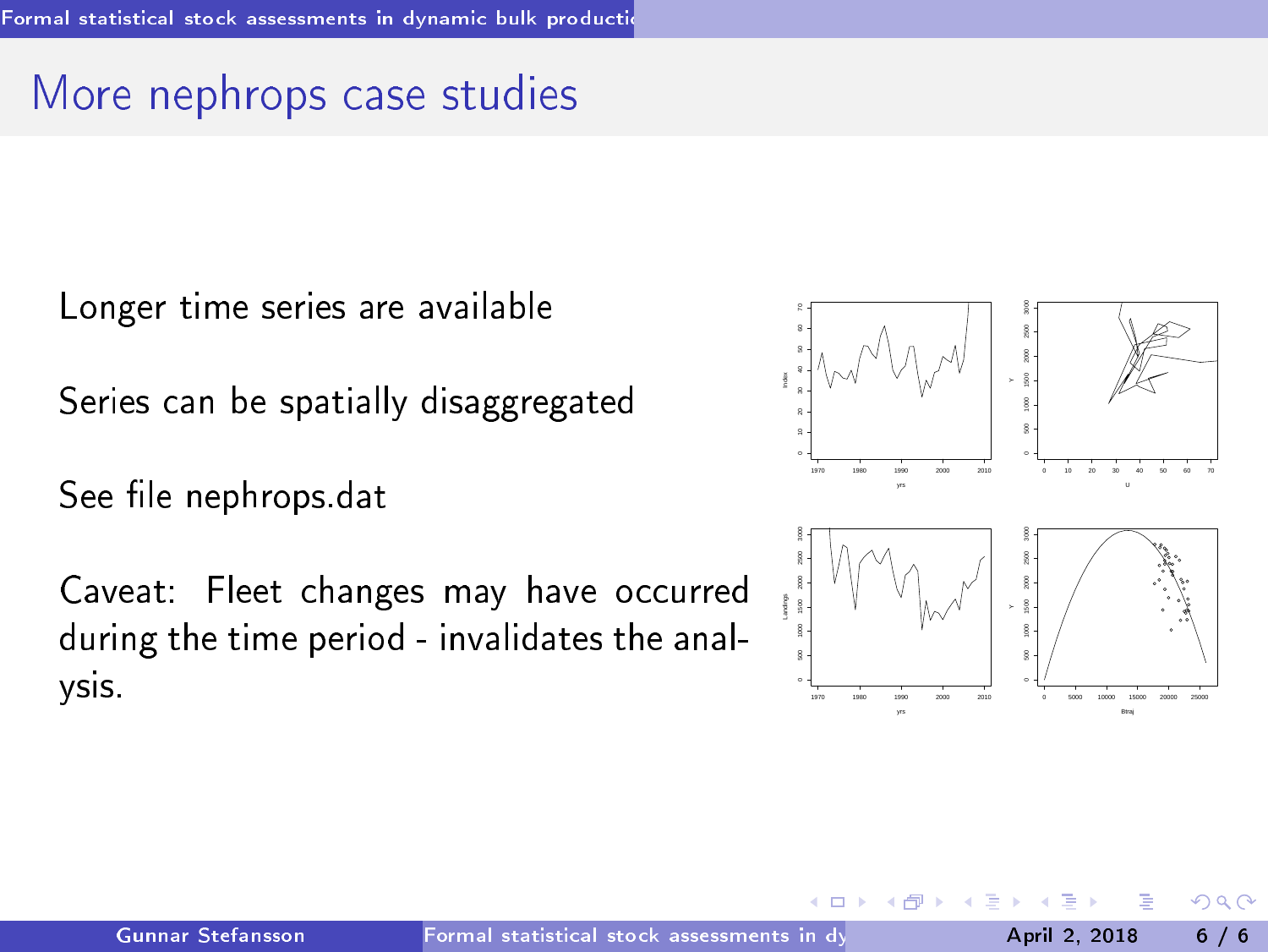# More nephrops case studies

Longer time series are available

Series can be spatially disaggregated

See file nephrops.dat

Caveat: Fleet changes may have occurred during the time period - invalidates the analysis.

Index
0
10
20
30
40
50
60
70
1970
1980
1990
2000
2010
yrs

Y
0
500
1000
1500
2000
2500
3000
0
10
20
30
40
50
60
70
U

Landings
0
500
1000
1500
2000
2500
3000
1970
1980
1990
2000
2010
yrs

Y
0
500
1000
1500
2000
2500
3000
0
5000
10000
15000
20000
25000
Btraj